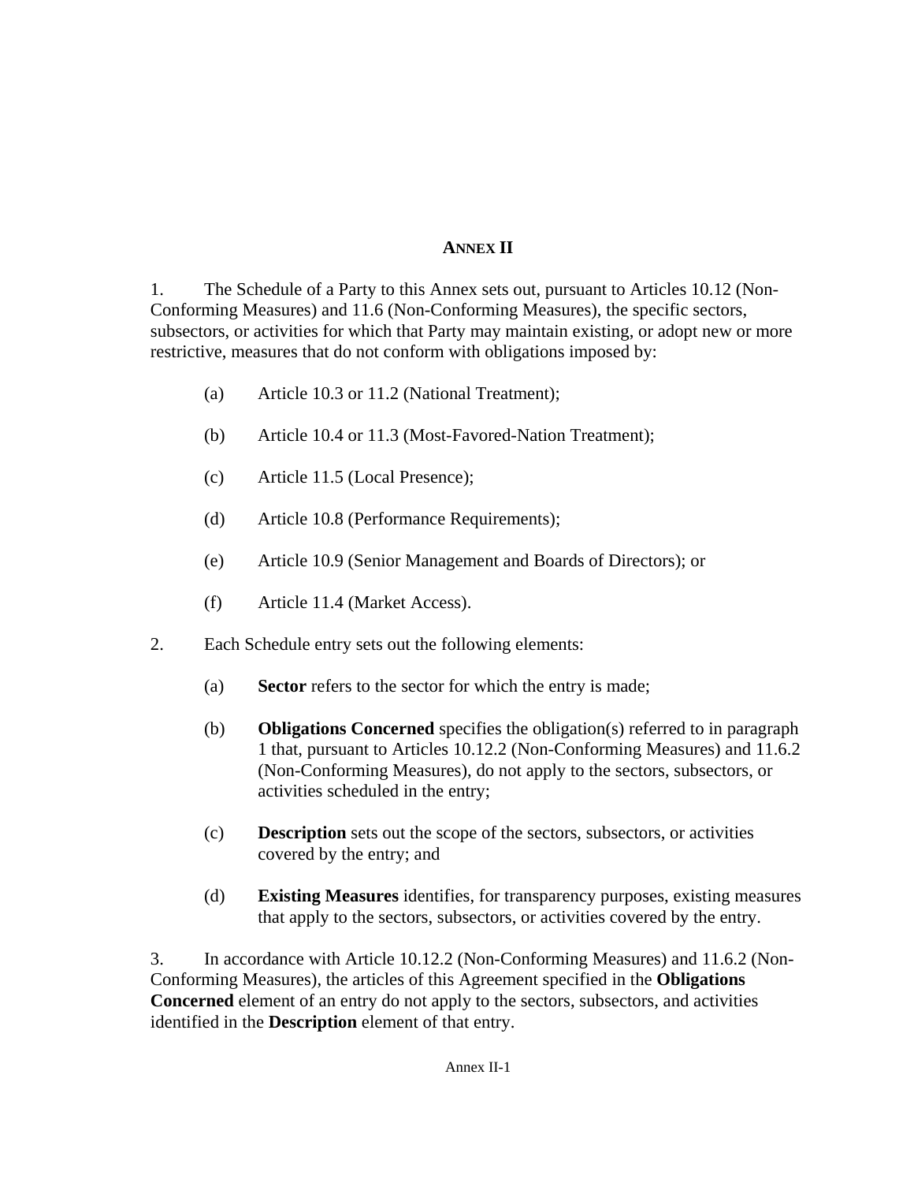# ANNEX II

1. The Schedule of a Party to this Annex sets out, pursuant to Articles 10.12 (Non-Conforming Measures) and 11.6 (Non-Conforming Measures), the specific sectors, subsectors, or activities for which that Party may maintain existing, or adopt new or more restrictive, measures that do not conform with obligations imposed by:

   (a) Article 10.3 or 11.2 (National Treatment);

   (b) Article 10.4 or 11.3 (Most-Favored-Nation Treatment);

   (c) Article 11.5 (Local Presence);

   (d) Article 10.8 (Performance Requirements);

   (e) Article 10.9 (Senior Management and Boards of Directors); or

   (f) Article 11.4 (Market Access).

2. Each Schedule entry sets out the following elements:

   (a) **Sector** refers to the sector for which the entry is made;

   (b) **Obligations Concerned** specifies the obligation(s) referred to in paragraph 1 that, pursuant to Articles 10.12.2 (Non-Conforming Measures) and 11.6.2 (Non-Conforming Measures), do not apply to the sectors, subsectors, or activities scheduled in the entry;

   (c) **Description** sets out the scope of the sectors, subsectors, or activities covered by the entry; and

   (d) **Existing Measures** identifies, for transparency purposes, existing measures that apply to the sectors, subsectors, or activities covered by the entry.

3. In accordance with Article 10.12.2 (Non-Conforming Measures) and 11.6.2 (Non-Conforming Measures), the articles of this Agreement specified in the **Obligations Concerned** element of an entry do not apply to the sectors, subsectors, and activities identified in the **Description** element of that entry.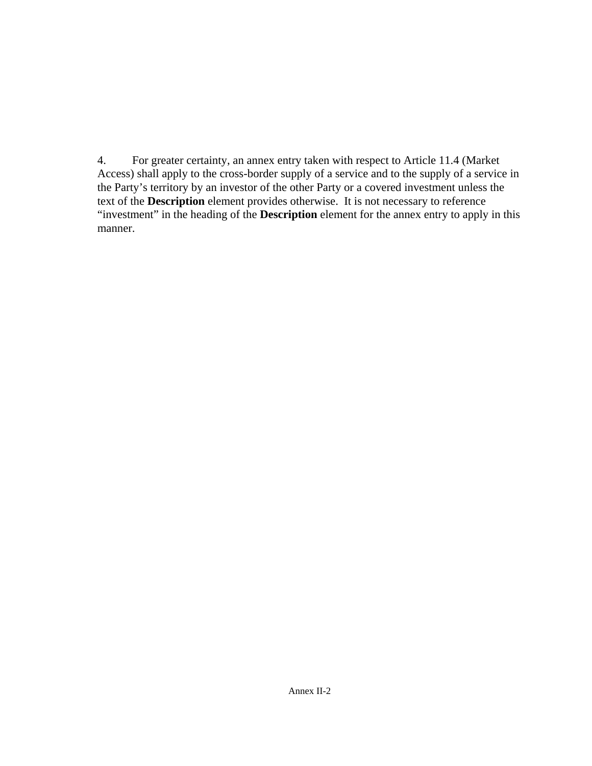4. For greater certainty, an annex entry taken with respect to Article 11.4 (Market Access) shall apply to the cross-border supply of a service and to the supply of a service in the Party's territory by an investor of the other Party or a covered investment unless the text of the **Description** element provides otherwise. It is not necessary to reference "investment" in the heading of the **Description** element for the annex entry to apply in this manner.